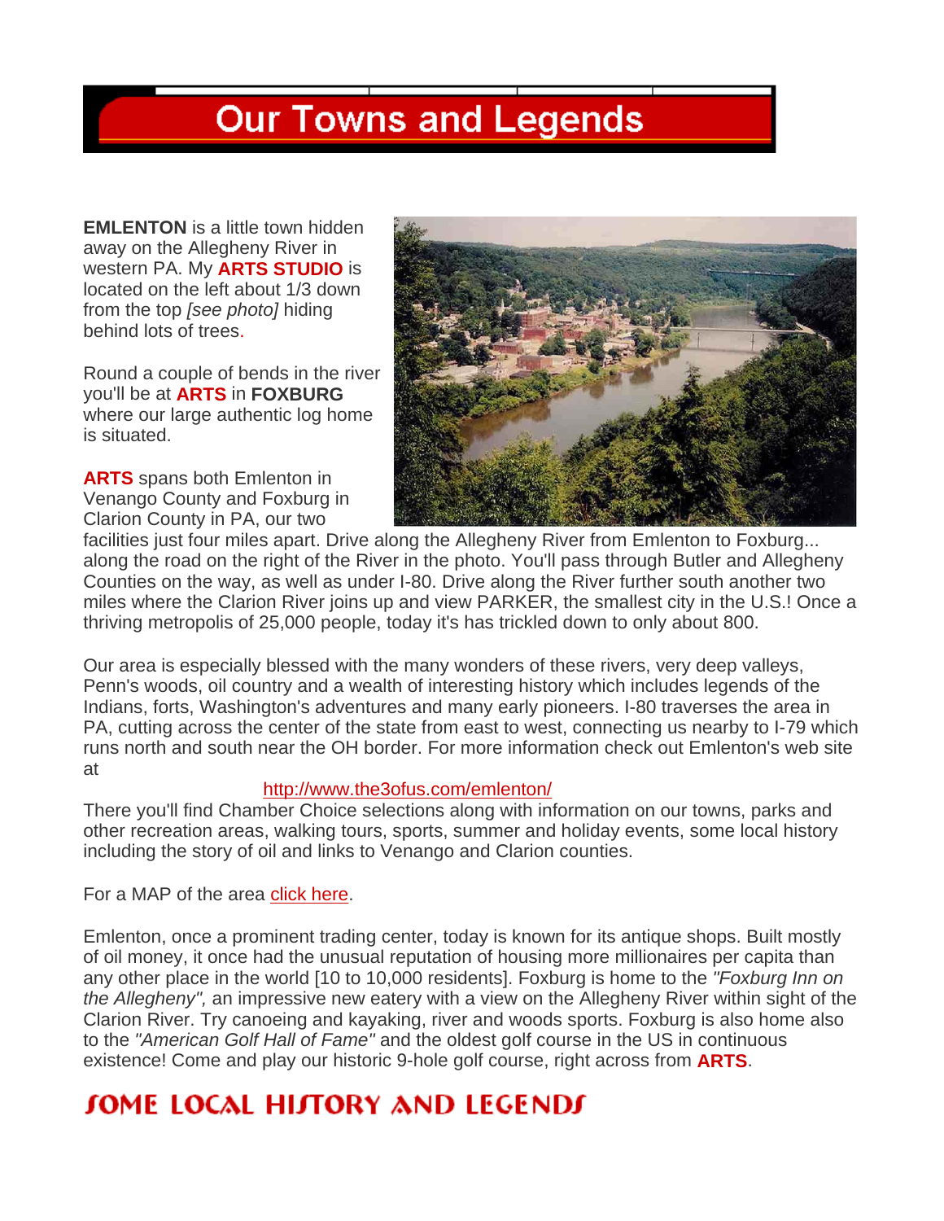# Our Towns and Legends

**EMLENTON** is a little town hidden away on the Allegheny River in western PA. My **ARTS STUDIO** is located on the left about 1/3 down from the top *[see photo]* hiding behind lots of trees.

Round a couple of bends in the river you'll be at **ARTS** in **FOXBURG** where our large authentic log home is situated.

**ARTS** spans both Emlenton in Venango County and Foxburg in Clarion County in PA, our two facilities just four miles apart. Drive along the Allegheny River from Emlenton to Foxburg... along the road on the right of the River in the photo. You'll pass through Butler and Allegheny Counties on the way, as well as under I-80. Drive along the River further south another two miles where the Clarion River joins up and view PARKER, the smallest city in the U.S.! Once a thriving metropolis of 25,000 people, today it's has trickled down to only about 800.

Our area is especially blessed with the many wonders of these rivers, very deep valleys, Penn's woods, oil country and a wealth of interesting history which includes legends of the Indians, forts, Washington's adventures and many early pioneers. I-80 traverses the area in PA, cutting across the center of the state from east to west, connecting us nearby to I-79 which runs north and south near the OH border. For more information check out Emlenton's web site at

http://www.the3ofus.com/emlenton/

There you'll find Chamber Choice selections along with information on our towns, parks and other recreation areas, walking tours, sports, summer and holiday events, some local history including the story of oil and links to Venango and Clarion counties.

For a MAP of the area click here.

Emlenton, once a prominent trading center, today is known for its antique shops. Built mostly of oil money, it once had the unusual reputation of housing more millionaires per capita than any other place in the world [10 to 10,000 residents]. Foxburg is home to the *"Foxburg Inn on the Allegheny",* an impressive new eatery with a view on the Allegheny River within sight of the Clarion River. Try canoeing and kayaking, river and woods sports. Foxburg is also home also to the *"American Golf Hall of Fame"* and the oldest golf course in the US in continuous existence! Come and play our historic 9-hole golf course, right across from **ARTS**.

## SOME LOCAL HISTORY AND LEGENDS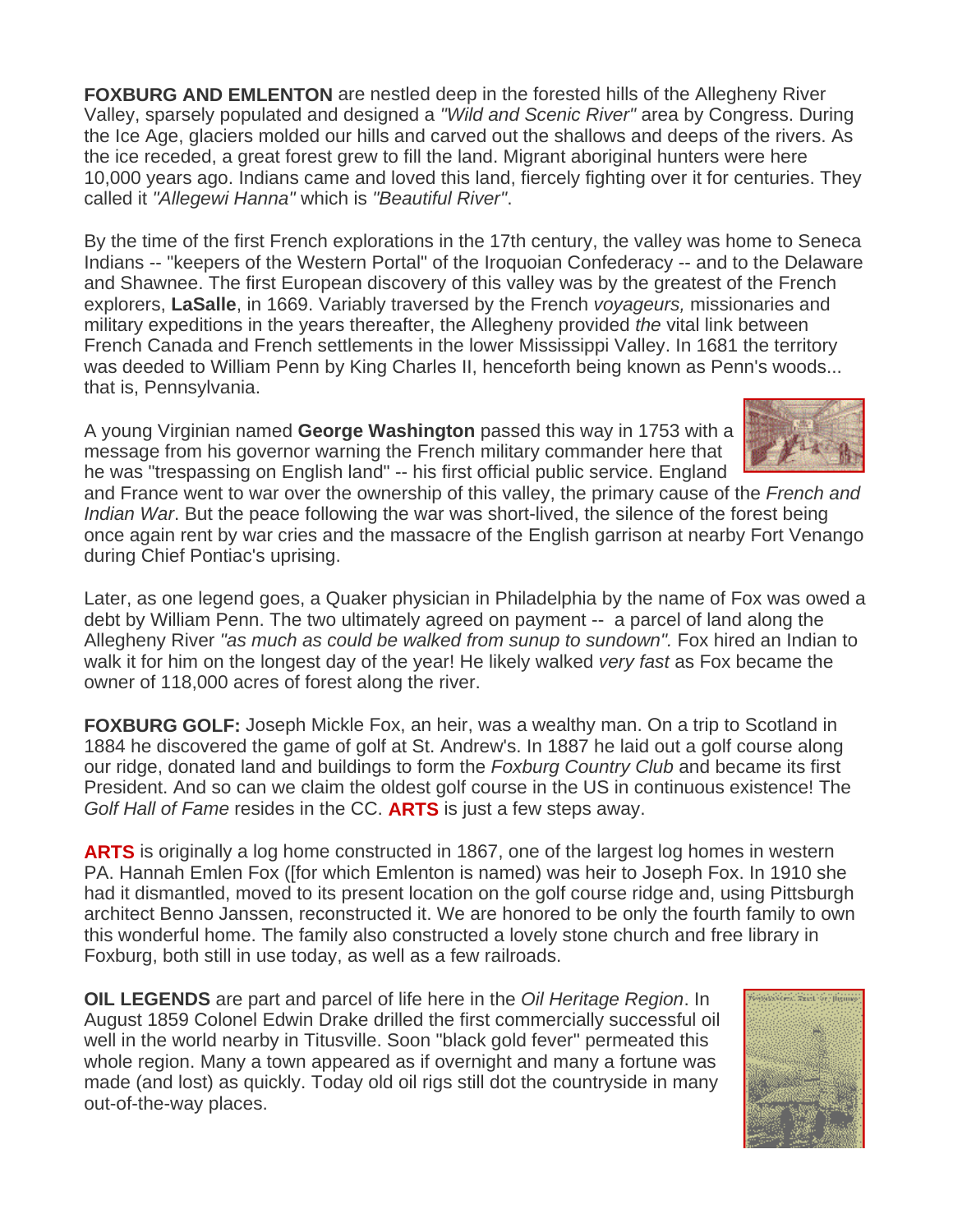**FOXBURG AND EMLENTON** are nestled deep in the forested hills of the Allegheny River Valley, sparsely populated and designed a *"Wild and Scenic River"* area by Congress. During the Ice Age, glaciers molded our hills and carved out the shallows and deeps of the rivers. As the ice receded, a great forest grew to fill the land. Migrant aboriginal hunters were here 10,000 years ago. Indians came and loved this land, fiercely fighting over it for centuries. They called it *"Allegewi Hanna"* which is *"Beautiful River"*.

By the time of the first French explorations in the 17th century, the valley was home to Seneca Indians -- "keepers of the Western Portal" of the Iroquoian Confederacy -- and to the Delaware and Shawnee. The first European discovery of this valley was by the greatest of the French explorers, **LaSalle**, in 1669. Variably traversed by the French *voyageurs,* missionaries and military expeditions in the years thereafter, the Allegheny provided *the* vital link between French Canada and French settlements in the lower Mississippi Valley. In 1681 the territory was deeded to William Penn by King Charles II, henceforth being known as Penn's woods... that is, Pennsylvania.

A young Virginian named **George Washington** passed this way in 1753 with a message from his governor warning the French military commander here that he was "trespassing on English land" -- his first official public service. England and France went to war over the ownership of this valley, the primary cause of the *French and Indian War*. But the peace following the war was short-lived, the silence of the forest being once again rent by war cries and the massacre of the English garrison at nearby Fort Venango during Chief Pontiac's uprising.

Later, as one legend goes, a Quaker physician in Philadelphia by the name of Fox was owed a debt by William Penn. The two ultimately agreed on payment -- a parcel of land along the Allegheny River *"as much as could be walked from sunup to sundown".* Fox hired an Indian to walk it for him on the longest day of the year! He likely walked *very fast* as Fox became the owner of 118,000 acres of forest along the river.

**FOXBURG GOLF:** Joseph Mickle Fox, an heir, was a wealthy man. On a trip to Scotland in 1884 he discovered the game of golf at St. Andrew's. In 1887 he laid out a golf course along our ridge, donated land and buildings to form the *Foxburg Country Club* and became its first President. And so can we claim the oldest golf course in the US in continuous existence! The *Golf Hall of Fame* resides in the CC. **ARTS** is just a few steps away.

**ARTS** is originally a log home constructed in 1867, one of the largest log homes in western PA. Hannah Emlen Fox ([for which Emlenton is named) was heir to Joseph Fox. In 1910 she had it dismantled, moved to its present location on the golf course ridge and, using Pittsburgh architect Benno Janssen, reconstructed it. We are honored to be only the fourth family to own this wonderful home. The family also constructed a lovely stone church and free library in Foxburg, both still in use today, as well as a few railroads.

**OIL LEGENDS** are part and parcel of life here in the *Oil Heritage Region*. In August 1859 Colonel Edwin Drake drilled the first commercially successful oil well in the world nearby in Titusville. Soon "black gold fever" permeated this whole region. Many a town appeared as if overnight and many a fortune was made (and lost) as quickly. Today old oil rigs still dot the countryside in many out-of-the-way places.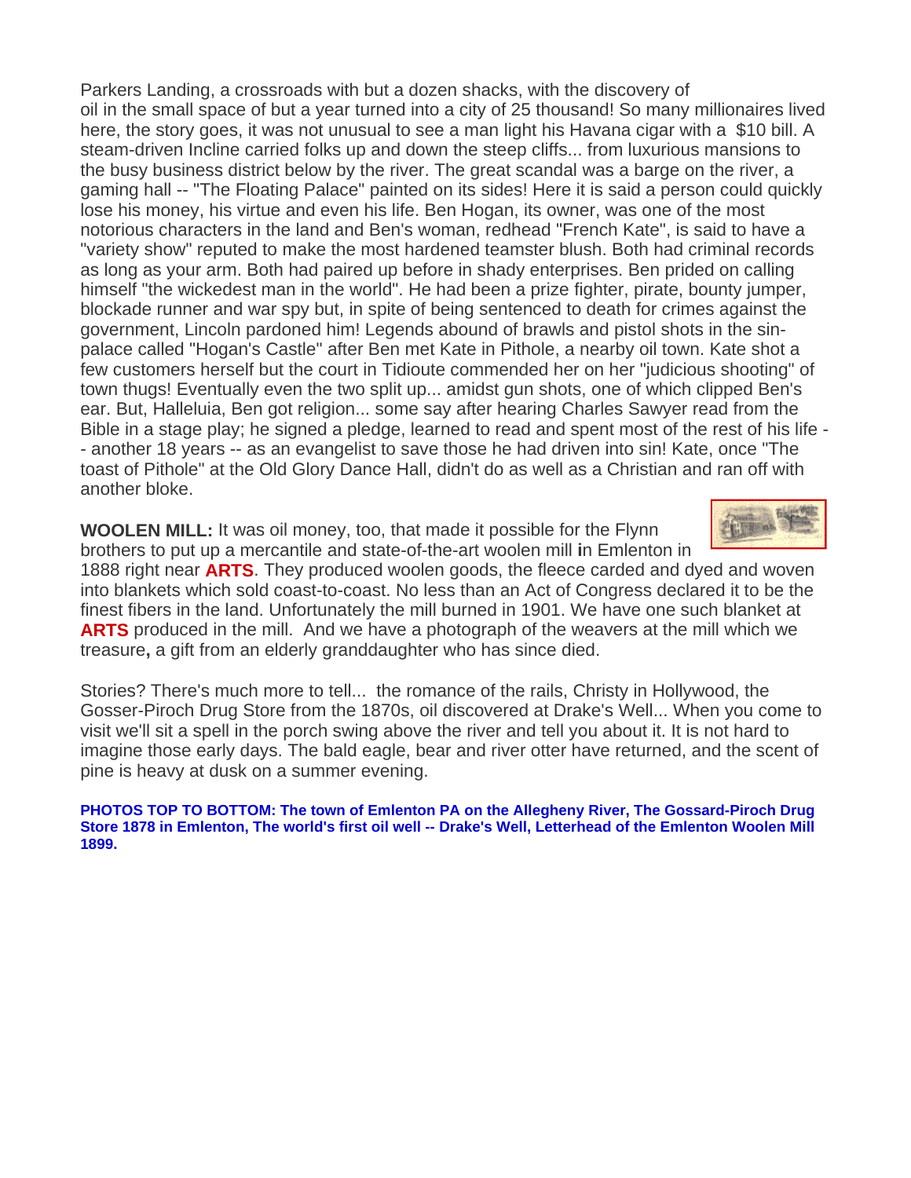Parkers Landing, a crossroads with but a dozen shacks, with the discovery of oil in the small space of but a year turned into a city of 25 thousand! So many millionaires lived here, the story goes, it was not unusual to see a man light his Havana cigar with a $10 bill. A steam-driven Incline carried folks up and down the steep cliffs... from luxurious mansions to the busy business district below by the river. The great scandal was a barge on the river, a gaming hall -- "The Floating Palace" painted on its sides! Here it is said a person could quickly lose his money, his virtue and even his life. Ben Hogan, its owner, was one of the most notorious characters in the land and Ben's woman, redhead "French Kate", is said to have a "variety show" reputed to make the most hardened teamster blush. Both had criminal records as long as your arm. Both had paired up before in shady enterprises. Ben prided on calling himself "the wickedest man in the world". He had been a prize fighter, pirate, bounty jumper, blockade runner and war spy but, in spite of being sentenced to death for crimes against the government, Lincoln pardoned him! Legends abound of brawls and pistol shots in the sin-palace called "Hogan's Castle" after Ben met Kate in Pithole, a nearby oil town. Kate shot a few customers herself but the court in Tidioute commended her on her "judicious shooting" of town thugs! Eventually even the two split up... amidst gun shots, one of which clipped Ben's ear. But, Halleluia, Ben got religion... some say after hearing Charles Sawyer read from the Bible in a stage play; he signed a pledge, learned to read and spent most of the rest of his life -- another 18 years -- as an evangelist to save those he had driven into sin! Kate, once "The toast of Pithole" at the Old Glory Dance Hall, didn't do as well as a Christian and ran off with another bloke.

**WOOLEN MILL:** It was oil money, too, that made it possible for the Flynn brothers to put up a mercantile and state-of-the-art woolen mill in Emlenton in 1888 right near **ARTS**. They produced woolen goods, the fleece carded and dyed and woven into blankets which sold coast-to-coast. No less than an Act of Congress declared it to be the finest fibers in the land. Unfortunately the mill burned in 1901. We have one such blanket at **ARTS** produced in the mill. And we have a photograph of the weavers at the mill which we treasure**,** a gift from an elderly granddaughter who has since died.

Stories? There's much more to tell... the romance of the rails, Christy in Hollywood, the Gosser-Piroch Drug Store from the 1870s, oil discovered at Drake's Well... When you come to visit we'll sit a spell in the porch swing above the river and tell you about it. It is not hard to imagine those early days. The bald eagle, bear and river otter have returned, and the scent of pine is heavy at dusk on a summer evening.

**PHOTOS TOP TO BOTTOM: The town of Emlenton PA on the Allegheny River, The Gossard-Piroch Drug Store 1878 in Emlenton, The world's first oil well -- Drake's Well, Letterhead of the Emlenton Woolen Mill 1899.**